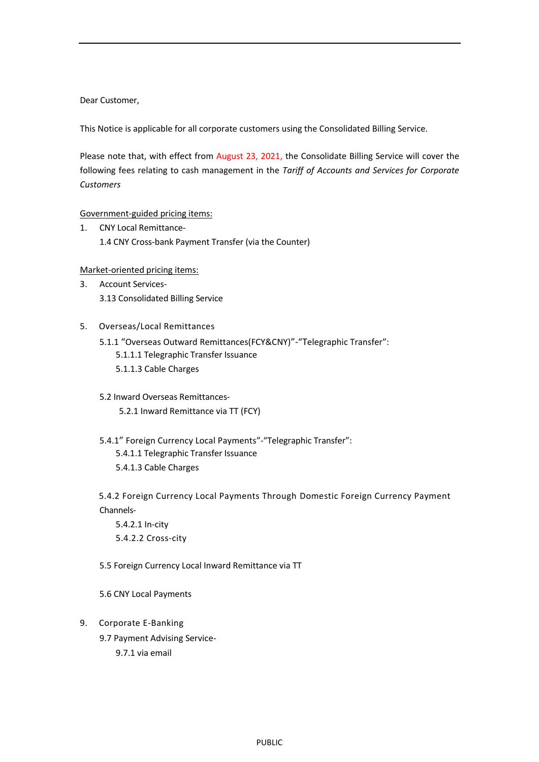Dear Customer,

This Notice is applicable for all corporate customers using the Consolidated Billing Service.

Please note that, with effect from August 23, 2021, the Consolidate Billing Service will cover the following fees relating to cash management in the *Tariff of Accounts and Services for Corporate Customers*

Government-guided pricing items:

1. CNY Local Remittance-
   1.4 CNY Cross-bank Payment Transfer (via the Counter)

Market-oriented pricing items:

3. Account Services-
   3.13 Consolidated Billing Service

5. Overseas/Local Remittances
   5.1.1 "Overseas Outward Remittances(FCY&CNY)"-"Telegraphic Transfer":
      5.1.1.1 Telegraphic Transfer Issuance
      5.1.1.3 Cable Charges

   5.2 Inward Overseas Remittances-
      5.2.1 Inward Remittance via TT (FCY)

   5.4.1" Foreign Currency Local Payments"-"Telegraphic Transfer":
      5.4.1.1 Telegraphic Transfer Issuance
      5.4.1.3 Cable Charges

   5.4.2 Foreign Currency Local Payments Through Domestic Foreign Currency Payment Channels-
      5.4.2.1 In-city
      5.4.2.2 Cross-city

   5.5 Foreign Currency Local Inward Remittance via TT

   5.6 CNY Local Payments

9. Corporate E-Banking
   9.7 Payment Advising Service-
      9.7.1 via email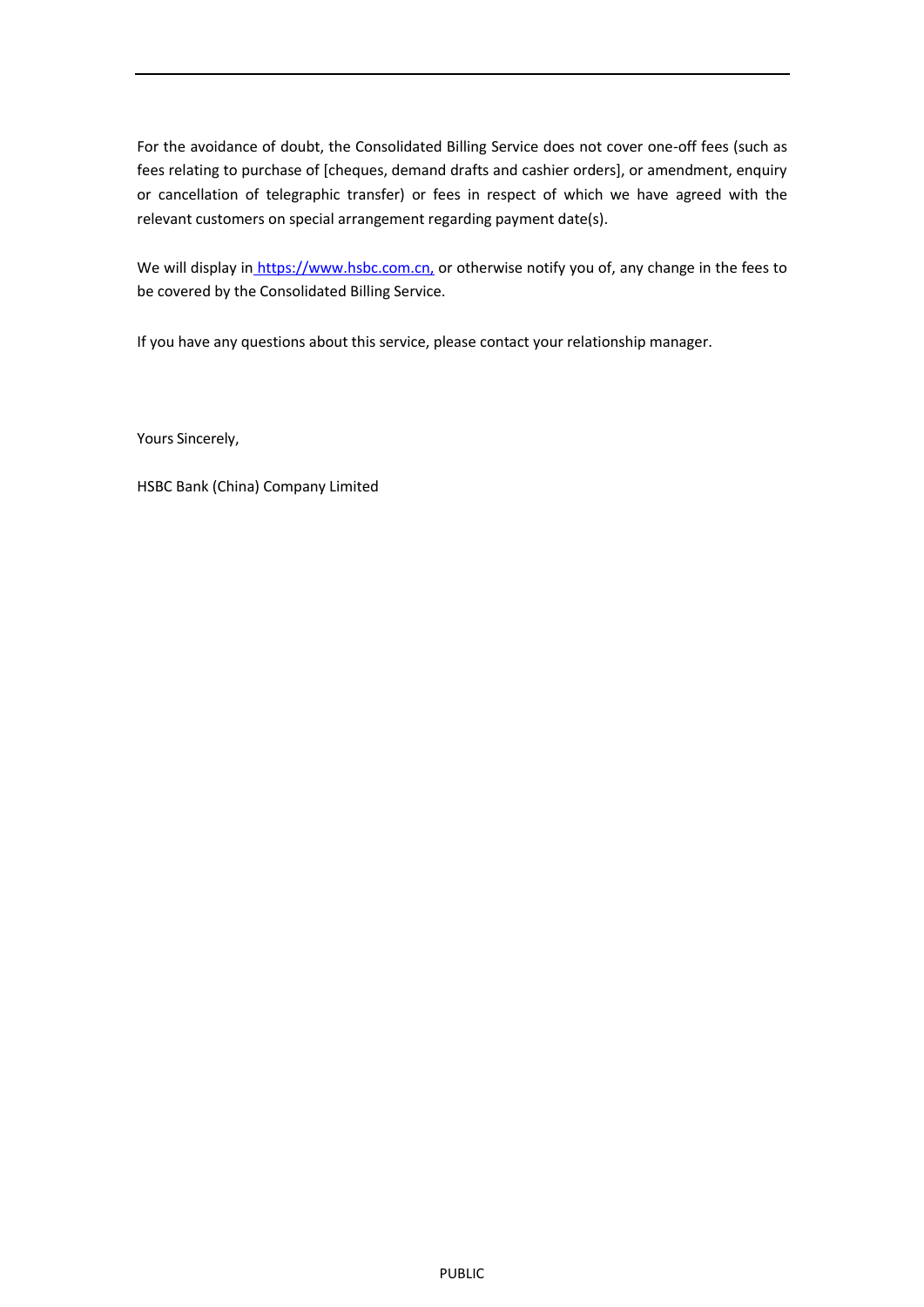For the avoidance of doubt, the Consolidated Billing Service does not cover one-off fees (such as fees relating to purchase of [cheques, demand drafts and cashier orders], or amendment, enquiry or cancellation of telegraphic transfer) or fees in respect of which we have agreed with the relevant customers on special arrangement regarding payment date(s).

We will display in https://www.hsbc.com.cn, or otherwise notify you of, any change in the fees to be covered by the Consolidated Billing Service.

If you have any questions about this service, please contact your relationship manager.

Yours Sincerely,

HSBC Bank (China) Company Limited